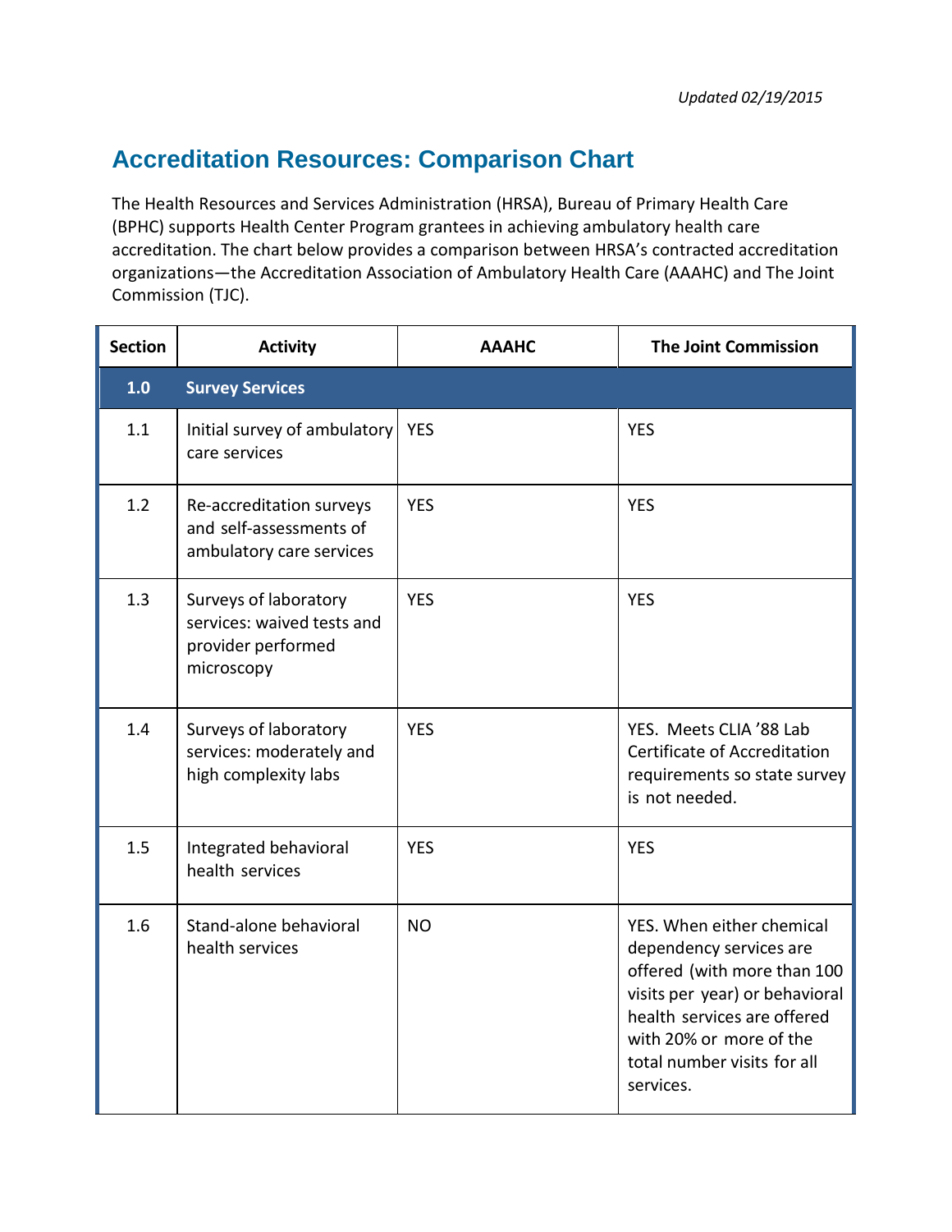*Updated 02/19/2015*

# Accreditation Resources: Comparison Chart

The Health Resources and Services Administration (HRSA), Bureau of Primary Health Care (BPHC) supports Health Center Program grantees in achieving ambulatory health care accreditation. The chart below provides a comparison between HRSA's contracted accreditation organizations—the Accreditation Association of Ambulatory Health Care (AAAHC) and The Joint Commission (TJC).

| Section | Activity | AAAHC | The Joint Commission |
|---|---|---|---|
| **1.0** | **Survey Services** | | |
| 1.1 | Initial survey of ambulatory care services | YES | YES |
| 1.2 | Re-accreditation surveys and self-assessments of ambulatory care services | YES | YES |
| 1.3 | Surveys of laboratory services: waived tests and provider performed microscopy | YES | YES |
| 1.4 | Surveys of laboratory services: moderately and high complexity labs | YES | YES. Meets CLIA '88 Lab Certificate of Accreditation requirements so state survey is not needed. |
| 1.5 | Integrated behavioral health services | YES | YES |
| 1.6 | Stand-alone behavioral health services | NO | YES. When either chemical dependency services are offered (with more than 100 visits per year) or behavioral health services are offered with 20% or more of the total number visits for all services. |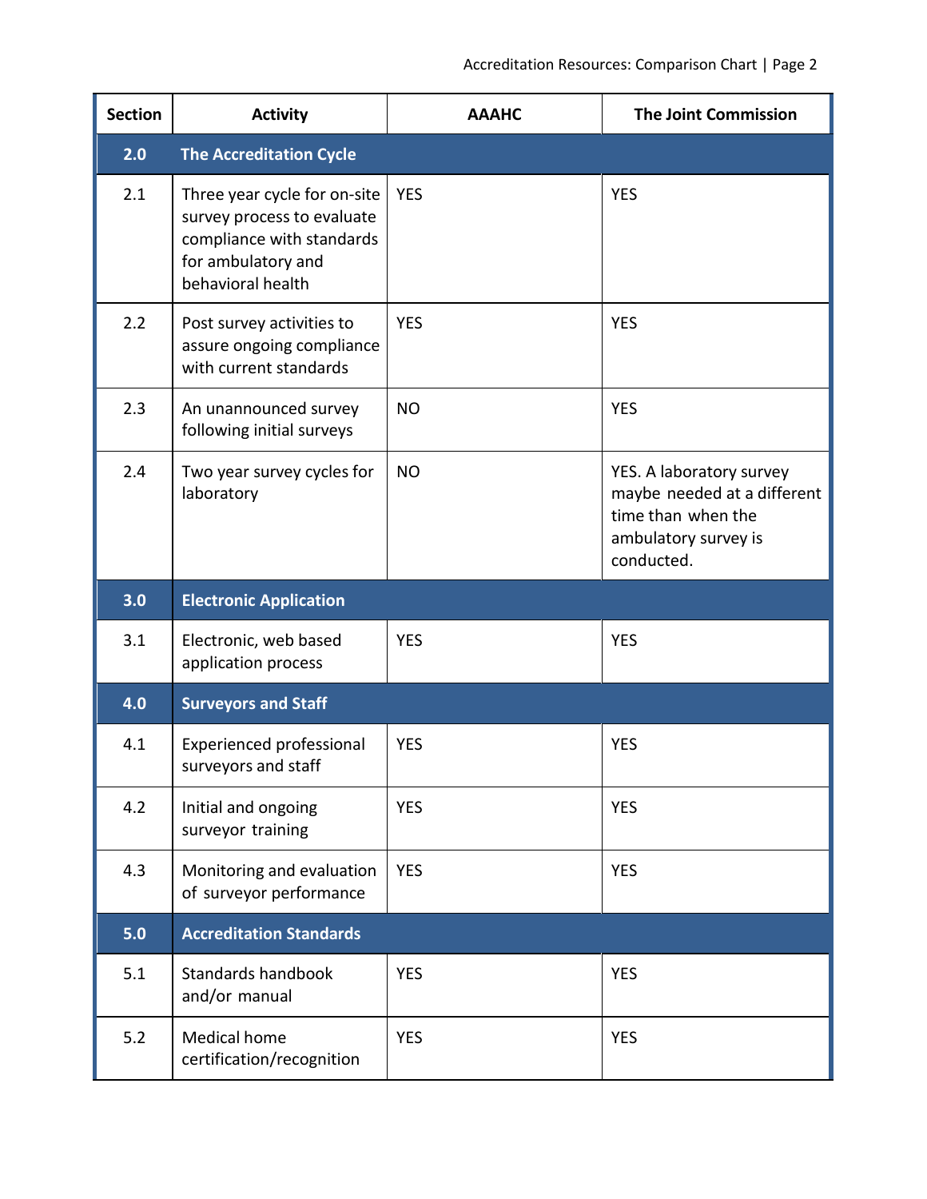| Section | Activity | AAAHC | The Joint Commission |
|---|---|---|---|
| **2.0** | **The Accreditation Cycle** | | |
| 2.1 | Three year cycle for on-site survey process to evaluate compliance with standards for ambulatory and behavioral health | YES | YES |
| 2.2 | Post survey activities to assure ongoing compliance with current standards | YES | YES |
| 2.3 | An unannounced survey following initial surveys | NO | YES |
| 2.4 | Two year survey cycles for laboratory | NO | YES. A laboratory survey maybe needed at a different time than when the ambulatory survey is conducted. |
| **3.0** | **Electronic Application** | | |
| 3.1 | Electronic, web based application process | YES | YES |
| **4.0** | **Surveyors and Staff** | | |
| 4.1 | Experienced professional surveyors and staff | YES | YES |
| 4.2 | Initial and ongoing surveyor training | YES | YES |
| 4.3 | Monitoring and evaluation of surveyor performance | YES | YES |
| **5.0** | **Accreditation Standards** | | |
| 5.1 | Standards handbook and/or manual | YES | YES |
| 5.2 | Medical home certification/recognition | YES | YES |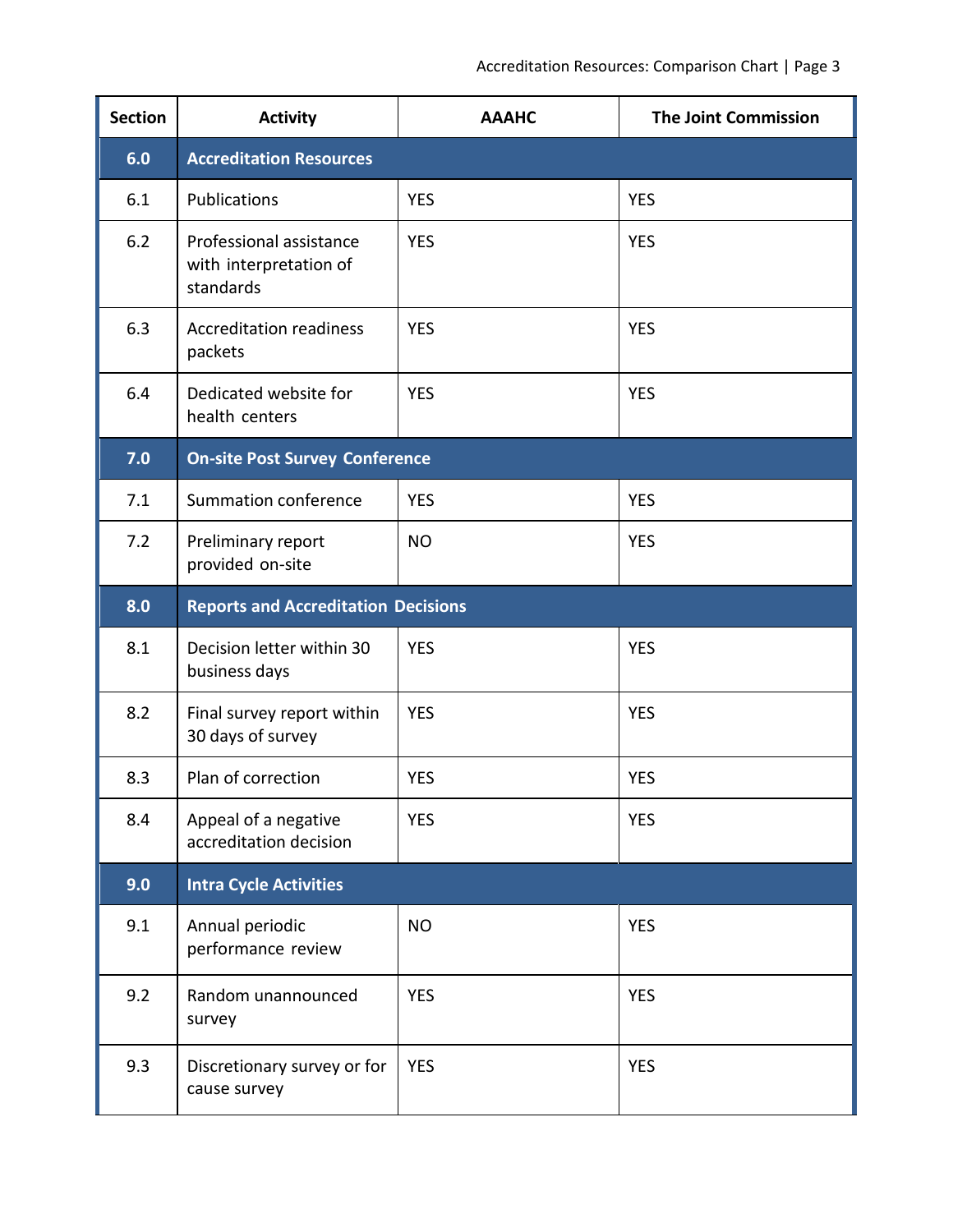| Section | Activity | AAAHC | The Joint Commission |
|---|---|---|---|
| **6.0** | **Accreditation Resources** | | |
| 6.1 | Publications | YES | YES |
| 6.2 | Professional assistance with interpretation of standards | YES | YES |
| 6.3 | Accreditation readiness packets | YES | YES |
| 6.4 | Dedicated website for health centers | YES | YES |
| **7.0** | **On-site Post Survey Conference** | | |
| 7.1 | Summation conference | YES | YES |
| 7.2 | Preliminary report provided on-site | NO | YES |
| **8.0** | **Reports and Accreditation Decisions** | | |
| 8.1 | Decision letter within 30 business days | YES | YES |
| 8.2 | Final survey report within 30 days of survey | YES | YES |
| 8.3 | Plan of correction | YES | YES |
| 8.4 | Appeal of a negative accreditation decision | YES | YES |
| **9.0** | **Intra Cycle Activities** | | |
| 9.1 | Annual periodic performance review | NO | YES |
| 9.2 | Random unannounced survey | YES | YES |
| 9.3 | Discretionary survey or for cause survey | YES | YES |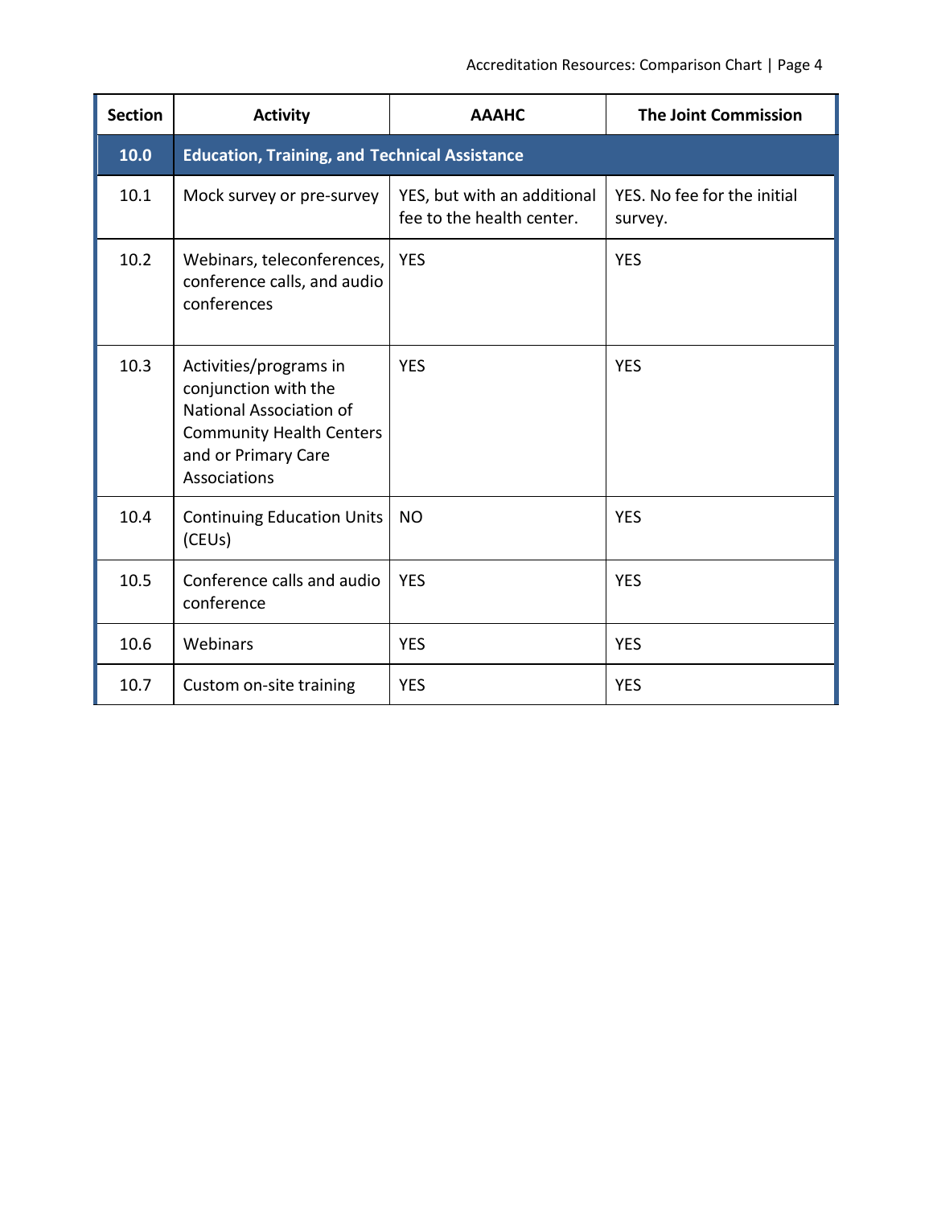| Section | Activity | AAAHC | The Joint Commission |
|---|---|---|---|
| **10.0** | **Education, Training, and Technical Assistance** | | |
| 10.1 | Mock survey or pre-survey | YES, but with an additional fee to the health center. | YES. No fee for the initial survey. |
| 10.2 | Webinars, teleconferences, conference calls, and audio conferences | YES | YES |
| 10.3 | Activities/programs in conjunction with the National Association of Community Health Centers and or Primary Care Associations | YES | YES |
| 10.4 | Continuing Education Units (CEUs) | NO | YES |
| 10.5 | Conference calls and audio conference | YES | YES |
| 10.6 | Webinars | YES | YES |
| 10.7 | Custom on-site training | YES | YES |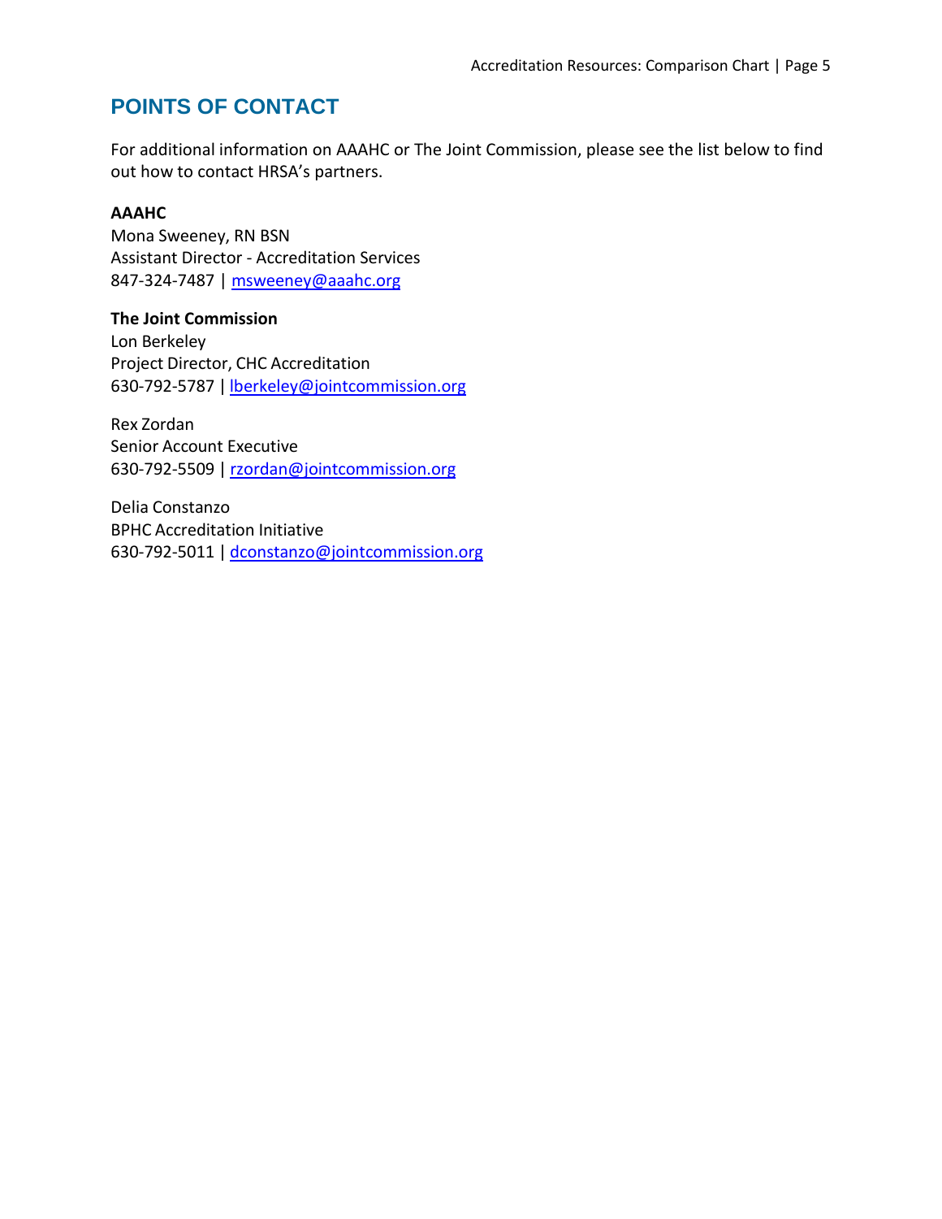## POINTS OF CONTACT

For additional information on AAAHC or The Joint Commission, please see the list below to find out how to contact HRSA's partners.

**AAAHC**
Mona Sweeney, RN BSN
Assistant Director - Accreditation Services
847-324-7487 | msweeney@aaahc.org

**The Joint Commission**
Lon Berkeley
Project Director, CHC Accreditation
630-792-5787 | lberkeley@jointcommission.org

Rex Zordan
Senior Account Executive
630-792-5509 | rzordan@jointcommission.org

Delia Constanzo
BPHC Accreditation Initiative
630-792-5011 | dconstanzo@jointcommission.org